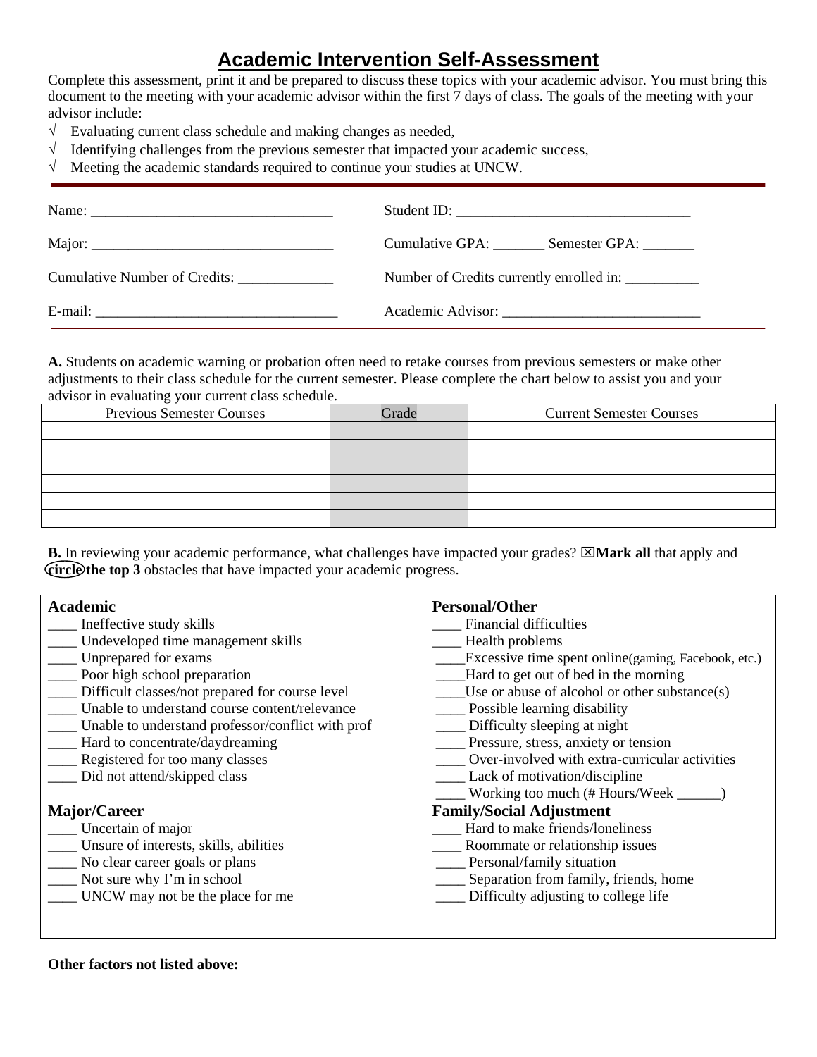# Academic Intervention Self-Assessment

Complete this assessment, print it and be prepared to discuss these topics with your academic advisor. You must bring this document to the meeting with your academic advisor within the first 7 days of class. The goals of the meeting with your advisor include:

- √ Evaluating current class schedule and making changes as needed,
- √ Identifying challenges from the previous semester that impacted your academic success,
- √ Meeting the academic standards required to continue your studies at UNCW.

---

Name: _________________________________

Student ID: _______________________________

Major: _________________________________

Cumulative GPA: _______ Semester GPA: _______

Cumulative Number of Credits: _____________

Number of Credits currently enrolled in: __________

E-mail: _________________________________

Academic Advisor: __________________________

---

**A.** Students on academic warning or probation often need to retake courses from previous semesters or make other adjustments to their class schedule for the current semester. Please complete the chart below to assist you and your advisor in evaluating your current class schedule.

| Previous Semester Courses | Grade | Current Semester Courses |
|---|---|---|
| | | |
| | | |
| | | |
| | | |
| | | |
| | | |

**B.** In reviewing your academic performance, what challenges have impacted your grades? ☒**Mark all** that apply and circle **the top 3** obstacles that have impacted your academic progress.

**Academic**

____ Ineffective study skills
____ Undeveloped time management skills
____ Unprepared for exams
____ Poor high school preparation
____ Difficult classes/not prepared for course level
____ Unable to understand course content/relevance
____ Unable to understand professor/conflict with prof
____ Hard to concentrate/daydreaming
____ Registered for too many classes
____ Did not attend/skipped class

**Major/Career**

____ Uncertain of major
____ Unsure of interests, skills, abilities
____ No clear career goals or plans
____ Not sure why I'm in school
____ UNCW may not be the place for me

**Personal/Other**

____ Financial difficulties
____ Health problems
____Excessive time spent online(gaming, Facebook, etc.)
____Hard to get out of bed in the morning
____Use or abuse of alcohol or other substance(s)
____ Possible learning disability
____ Difficulty sleeping at night
____ Pressure, stress, anxiety or tension
____ Over-involved with extra-curricular activities
____ Lack of motivation/discipline
____ Working too much (# Hours/Week ______)

**Family/Social Adjustment**

____ Hard to make friends/loneliness
____ Roommate or relationship issues
____ Personal/family situation
____ Separation from family, friends, home
____ Difficulty adjusting to college life

**Other factors not listed above:**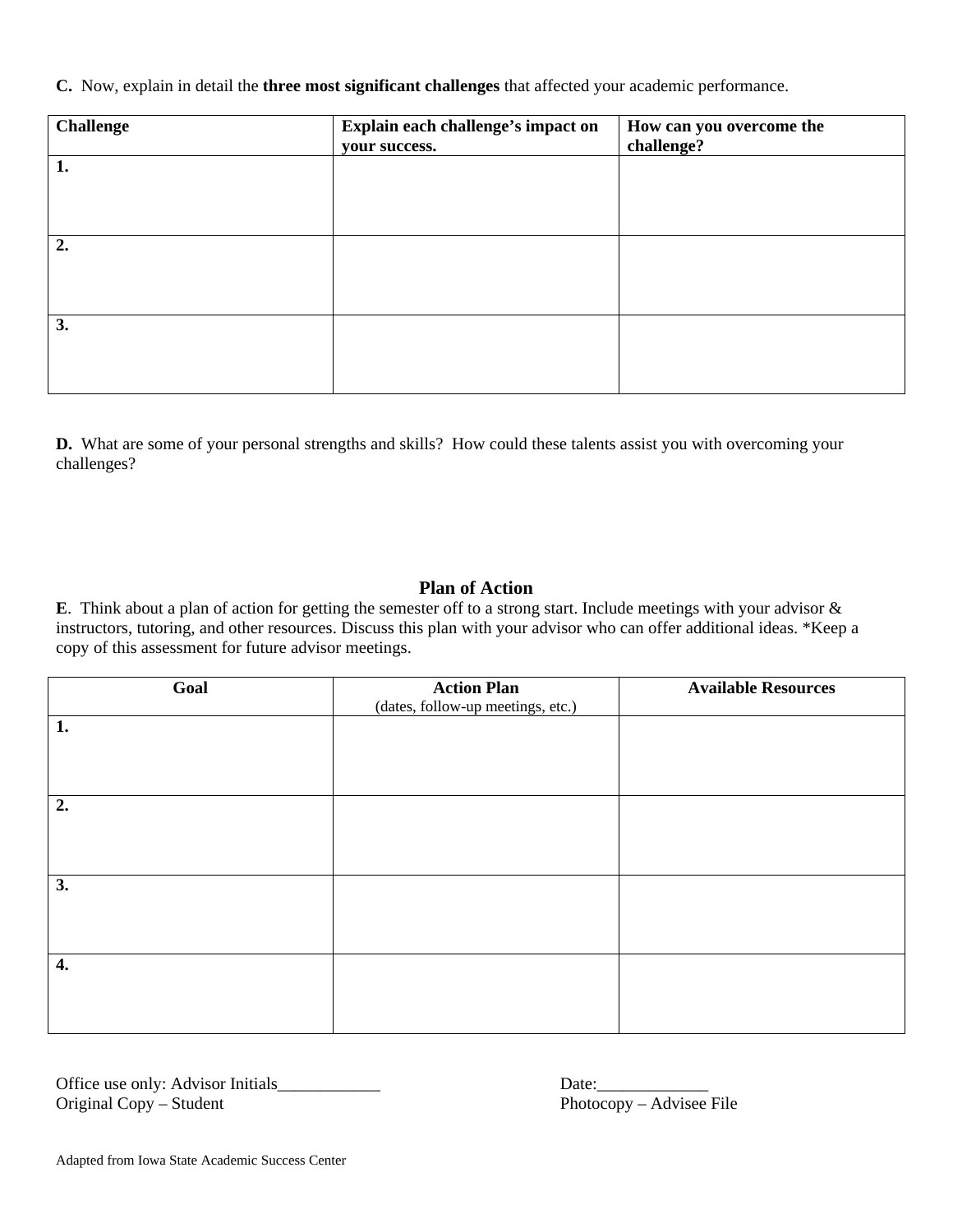**C.** Now, explain in detail the **three most significant challenges** that affected your academic performance.

| **Challenge** | **Explain each challenge's impact on your success.** | **How can you overcome the challenge?** |
|---|---|---|
| **1.** | | |
| **2.** | | |
| **3.** | | |

**D.** What are some of your personal strengths and skills? How could these talents assist you with overcoming your challenges?

## Plan of Action

**E**. Think about a plan of action for getting the semester off to a strong start. Include meetings with your advisor & instructors, tutoring, and other resources. Discuss this plan with your advisor who can offer additional ideas. *Keep a copy of this assessment for future advisor meetings.

| **Goal** | **Action Plan** (dates, follow-up meetings, etc.) | **Available Resources** |
|---|---|---|
| **1.** | | |
| **2.** | | |
| **3.** | | |
| **4.** | | |

Office use only: Advisor Initials____________ Date:_____________

Original Copy – Student Photocopy – Advisee File

Adapted from Iowa State Academic Success Center